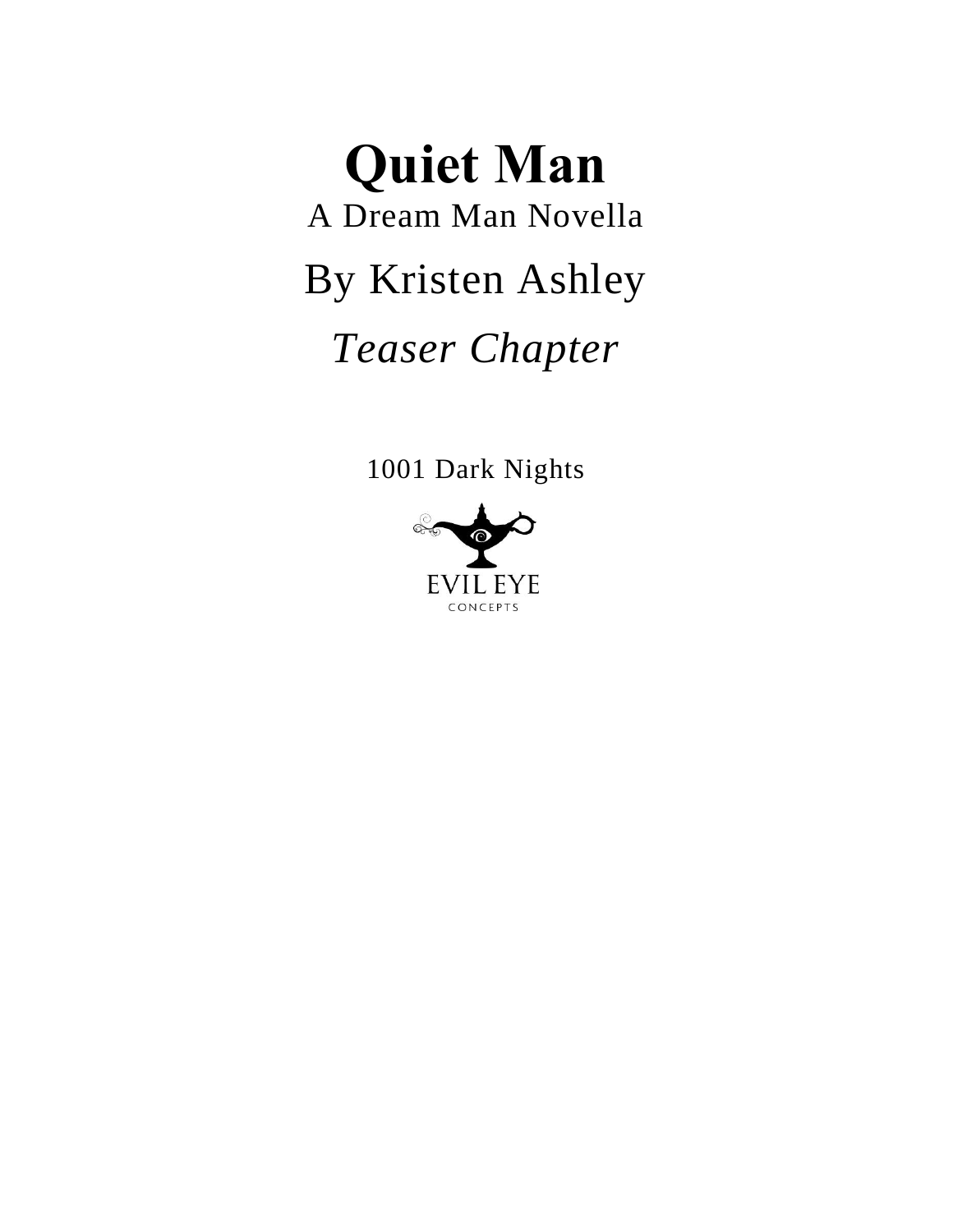# Quiet Man

A Dream Man Novella

By Kristen Ashley

*Teaser Chapter*

1001 Dark Nights

EVIL EYE

CONCEPTS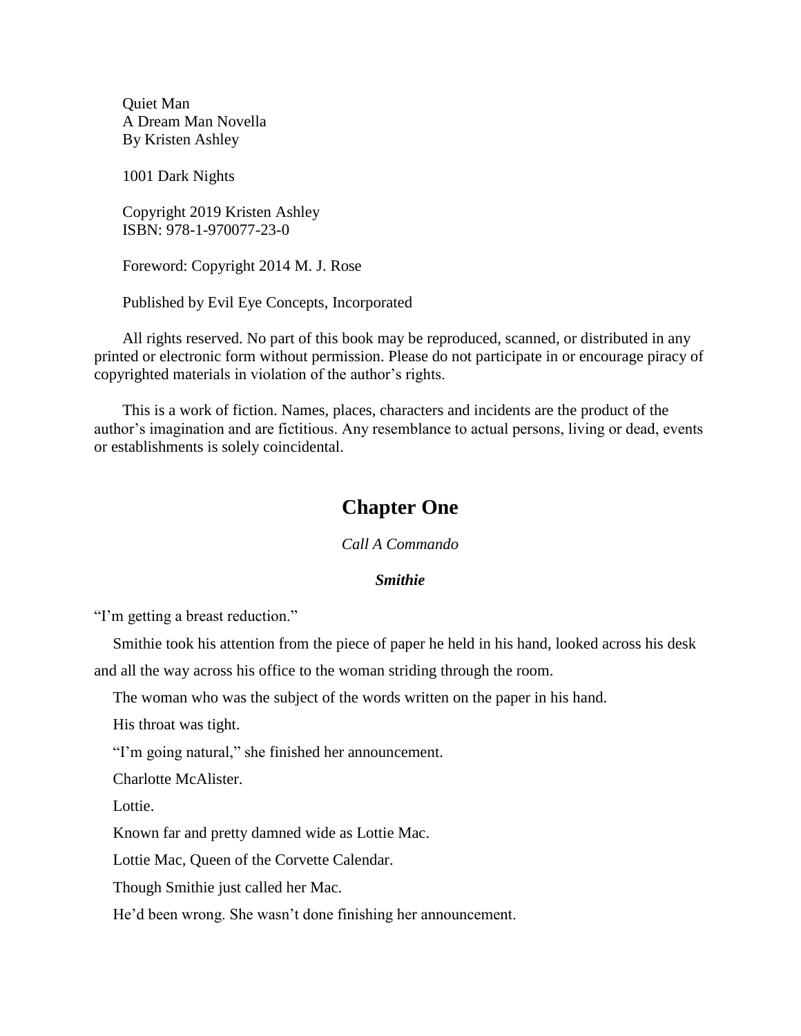Quiet Man
A Dream Man Novella
By Kristen Ashley

1001 Dark Nights

Copyright 2019 Kristen Ashley
ISBN: 978-1-970077-23-0

Foreword: Copyright 2014 M. J. Rose

Published by Evil Eye Concepts, Incorporated

All rights reserved. No part of this book may be reproduced, scanned, or distributed in any printed or electronic form without permission. Please do not participate in or encourage piracy of copyrighted materials in violation of the author's rights.

This is a work of fiction. Names, places, characters and incidents are the product of the author's imagination and are fictitious. Any resemblance to actual persons, living or dead, events or establishments is solely coincidental.

# Chapter One

*Call A Commando*

***Smithie***

"I'm getting a breast reduction."

Smithie took his attention from the piece of paper he held in his hand, looked across his desk and all the way across his office to the woman striding through the room.

The woman who was the subject of the words written on the paper in his hand.

His throat was tight.

"I'm going natural," she finished her announcement.

Charlotte McAlister.

Lottie.

Known far and pretty damned wide as Lottie Mac.

Lottie Mac, Queen of the Corvette Calendar.

Though Smithie just called her Mac.

He'd been wrong. She wasn't done finishing her announcement.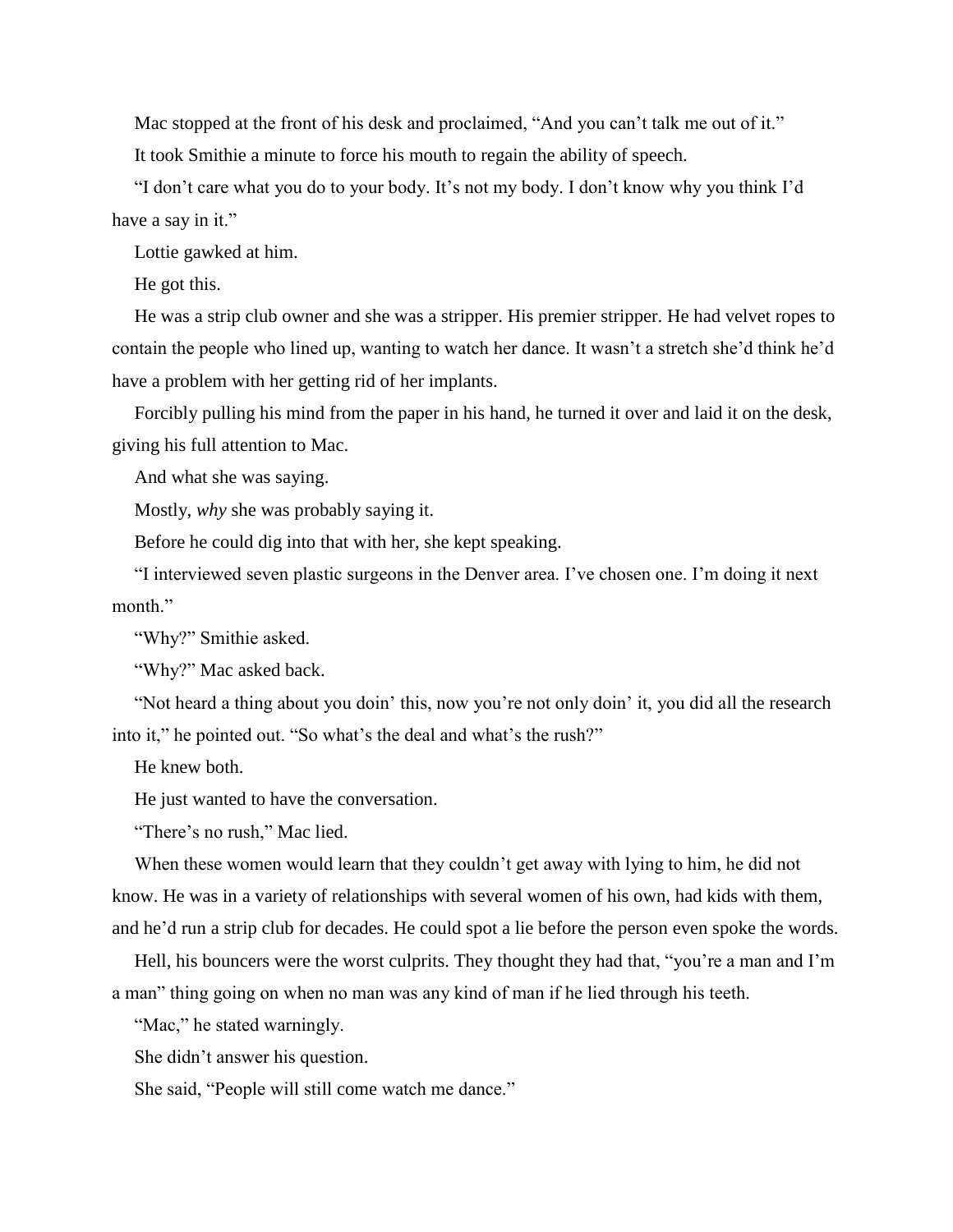Mac stopped at the front of his desk and proclaimed, “And you can’t talk me out of it.”

It took Smithie a minute to force his mouth to regain the ability of speech.

“I don’t care what you do to your body. It’s not my body. I don’t know why you think I’d have a say in it.”

Lottie gawked at him.

He got this.

He was a strip club owner and she was a stripper. His premier stripper. He had velvet ropes to contain the people who lined up, wanting to watch her dance. It wasn’t a stretch she’d think he’d have a problem with her getting rid of her implants.

Forcibly pulling his mind from the paper in his hand, he turned it over and laid it on the desk, giving his full attention to Mac.

And what she was saying.

Mostly, *why* she was probably saying it.

Before he could dig into that with her, she kept speaking.

“I interviewed seven plastic surgeons in the Denver area. I’ve chosen one. I’m doing it next month.”

“Why?” Smithie asked.

“Why?” Mac asked back.

“Not heard a thing about you doin’ this, now you’re not only doin’ it, you did all the research into it,” he pointed out. “So what’s the deal and what’s the rush?”

He knew both.

He just wanted to have the conversation.

“There’s no rush,” Mac lied.

When these women would learn that they couldn’t get away with lying to him, he did not know. He was in a variety of relationships with several women of his own, had kids with them, and he’d run a strip club for decades. He could spot a lie before the person even spoke the words.

Hell, his bouncers were the worst culprits. They thought they had that, “you’re a man and I’m a man” thing going on when no man was any kind of man if he lied through his teeth.

“Mac,” he stated warningly.

She didn’t answer his question.

She said, “People will still come watch me dance.”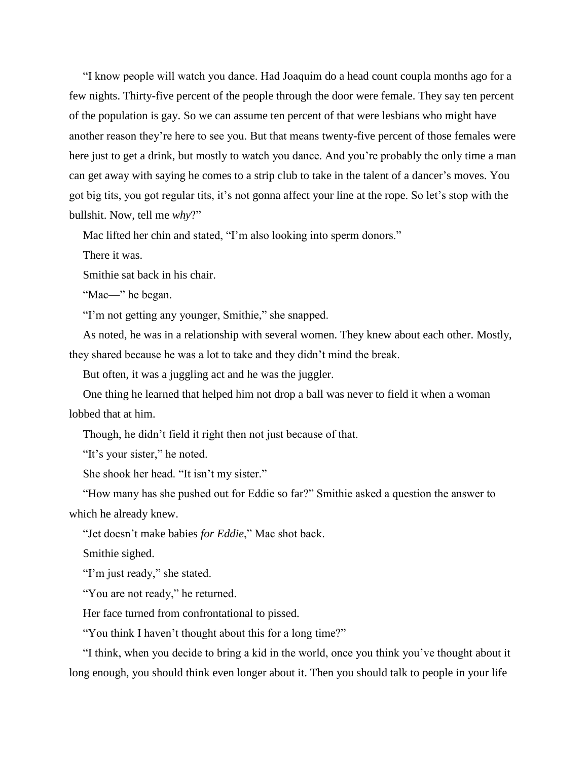"I know people will watch you dance. Had Joaquim do a head count coupla months ago for a few nights. Thirty-five percent of the people through the door were female. They say ten percent of the population is gay. So we can assume ten percent of that were lesbians who might have another reason they're here to see you. But that means twenty-five percent of those females were here just to get a drink, but mostly to watch you dance. And you're probably the only time a man can get away with saying he comes to a strip club to take in the talent of a dancer's moves. You got big tits, you got regular tits, it's not gonna affect your line at the rope. So let's stop with the bullshit. Now, tell me *why*?"

Mac lifted her chin and stated, "I'm also looking into sperm donors."

There it was.

Smithie sat back in his chair.

"Mac—" he began.

"I'm not getting any younger, Smithie," she snapped.

As noted, he was in a relationship with several women. They knew about each other. Mostly, they shared because he was a lot to take and they didn't mind the break.

But often, it was a juggling act and he was the juggler.

One thing he learned that helped him not drop a ball was never to field it when a woman lobbed that at him.

Though, he didn't field it right then not just because of that.

"It's your sister," he noted.

She shook her head. "It isn't my sister."

"How many has she pushed out for Eddie so far?" Smithie asked a question the answer to which he already knew.

"Jet doesn't make babies *for Eddie*," Mac shot back.

Smithie sighed.

"I'm just ready," she stated.

"You are not ready," he returned.

Her face turned from confrontational to pissed.

"You think I haven't thought about this for a long time?"

"I think, when you decide to bring a kid in the world, once you think you've thought about it long enough, you should think even longer about it. Then you should talk to people in your life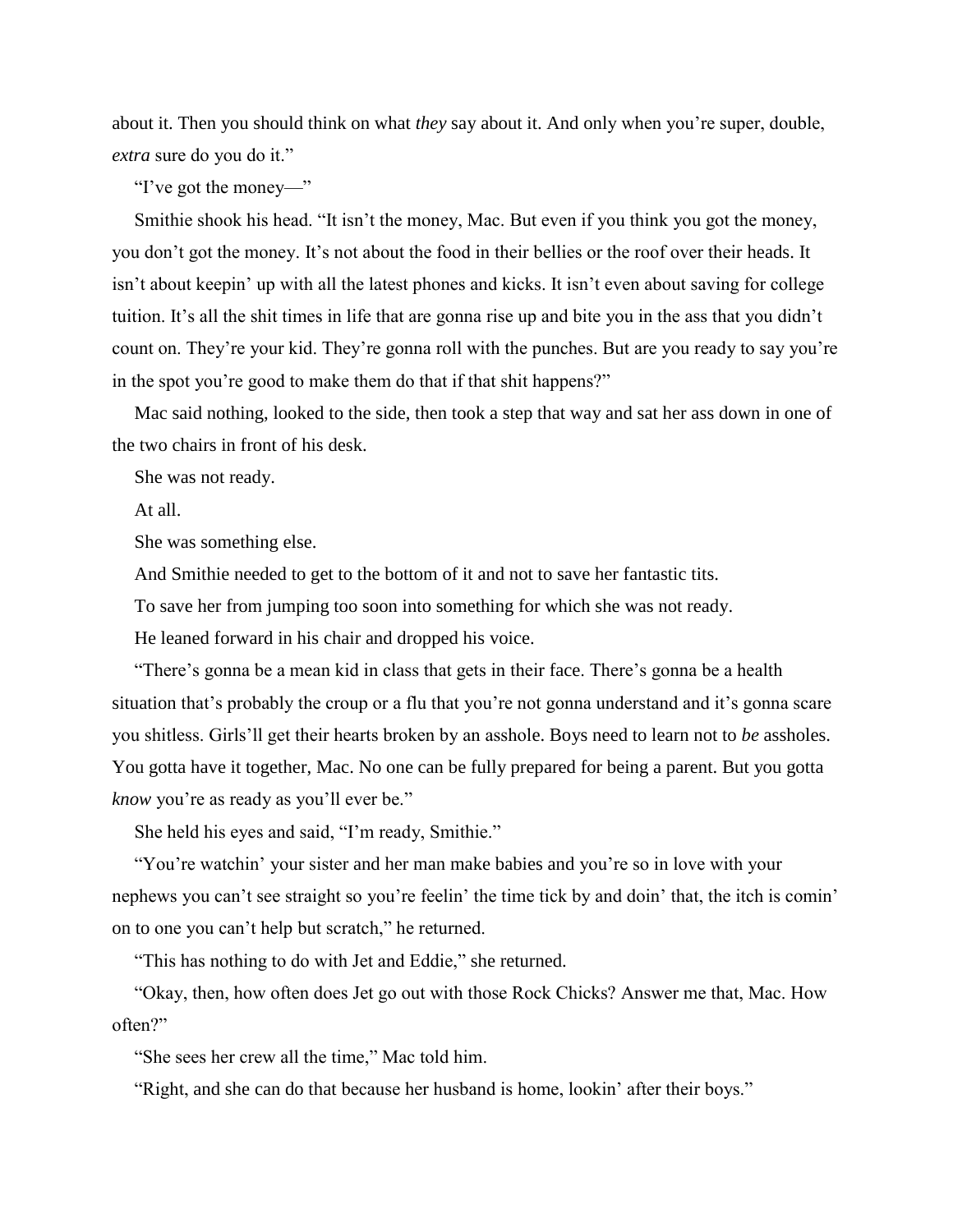about it. Then you should think on what *they* say about it. And only when you're super, double, *extra* sure do you do it."

"I've got the money—"

Smithie shook his head. "It isn't the money, Mac. But even if you think you got the money, you don't got the money. It's not about the food in their bellies or the roof over their heads. It isn't about keepin' up with all the latest phones and kicks. It isn't even about saving for college tuition. It's all the shit times in life that are gonna rise up and bite you in the ass that you didn't count on. They're your kid. They're gonna roll with the punches. But are you ready to say you're in the spot you're good to make them do that if that shit happens?"

Mac said nothing, looked to the side, then took a step that way and sat her ass down in one of the two chairs in front of his desk.

She was not ready.

At all.

She was something else.

And Smithie needed to get to the bottom of it and not to save her fantastic tits.

To save her from jumping too soon into something for which she was not ready.

He leaned forward in his chair and dropped his voice.

"There's gonna be a mean kid in class that gets in their face. There's gonna be a health situation that's probably the croup or a flu that you're not gonna understand and it's gonna scare you shitless. Girls'll get their hearts broken by an asshole. Boys need to learn not to *be* assholes. You gotta have it together, Mac. No one can be fully prepared for being a parent. But you gotta *know* you're as ready as you'll ever be."

She held his eyes and said, "I'm ready, Smithie."

"You're watchin' your sister and her man make babies and you're so in love with your nephews you can't see straight so you're feelin' the time tick by and doin' that, the itch is comin' on to one you can't help but scratch," he returned.

"This has nothing to do with Jet and Eddie," she returned.

"Okay, then, how often does Jet go out with those Rock Chicks? Answer me that, Mac. How often?"

"She sees her crew all the time," Mac told him.

"Right, and she can do that because her husband is home, lookin' after their boys."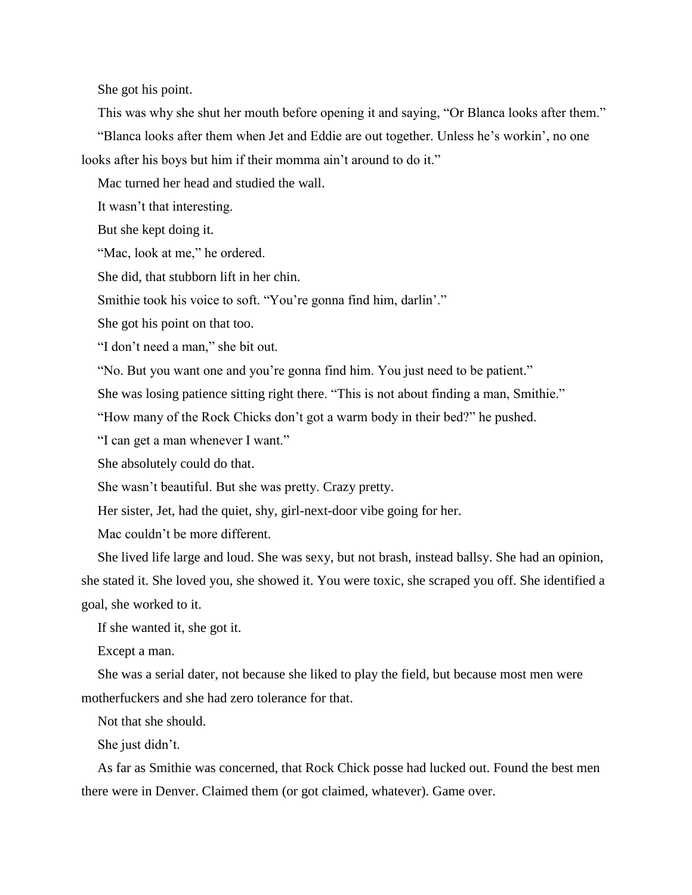She got his point.

This was why she shut her mouth before opening it and saying, “Or Blanca looks after them.”

“Blanca looks after them when Jet and Eddie are out together. Unless he’s workin’, no one looks after his boys but him if their momma ain’t around to do it.”

Mac turned her head and studied the wall.

It wasn’t that interesting.

But she kept doing it.

“Mac, look at me,” he ordered.

She did, that stubborn lift in her chin.

Smithie took his voice to soft. “You’re gonna find him, darlin’.”

She got his point on that too.

“I don’t need a man,” she bit out.

“No. But you want one and you’re gonna find him. You just need to be patient.”

She was losing patience sitting right there. “This is not about finding a man, Smithie.”

“How many of the Rock Chicks don’t got a warm body in their bed?” he pushed.

“I can get a man whenever I want.”

She absolutely could do that.

She wasn’t beautiful. But she was pretty. Crazy pretty.

Her sister, Jet, had the quiet, shy, girl-next-door vibe going for her.

Mac couldn’t be more different.

She lived life large and loud. She was sexy, but not brash, instead ballsy. She had an opinion, she stated it. She loved you, she showed it. You were toxic, she scraped you off. She identified a goal, she worked to it.

If she wanted it, she got it.

Except a man.

She was a serial dater, not because she liked to play the field, but because most men were motherfuckers and she had zero tolerance for that.

Not that she should.

She just didn’t.

As far as Smithie was concerned, that Rock Chick posse had lucked out. Found the best men there were in Denver. Claimed them (or got claimed, whatever). Game over.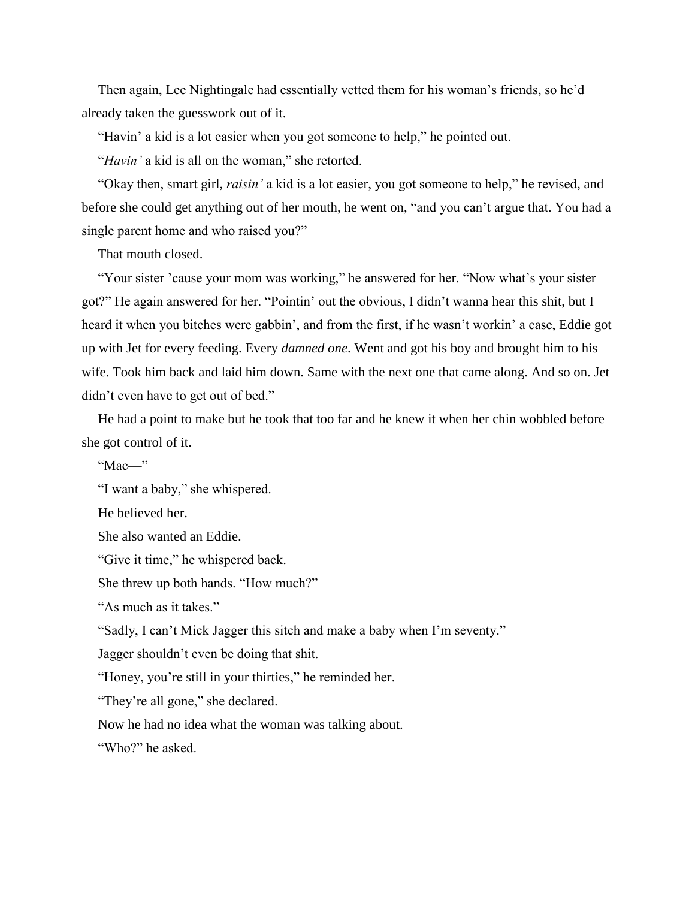Then again, Lee Nightingale had essentially vetted them for his woman's friends, so he'd already taken the guesswork out of it.

"Havin' a kid is a lot easier when you got someone to help," he pointed out.

"*Havin'* a kid is all on the woman," she retorted.

"Okay then, smart girl, *raisin'* a kid is a lot easier, you got someone to help," he revised, and before she could get anything out of her mouth, he went on, "and you can't argue that. You had a single parent home and who raised you?"

That mouth closed.

"Your sister 'cause your mom was working," he answered for her. "Now what's your sister got?" He again answered for her. "Pointin' out the obvious, I didn't wanna hear this shit, but I heard it when you bitches were gabbin', and from the first, if he wasn't workin' a case, Eddie got up with Jet for every feeding. Every *damned one*. Went and got his boy and brought him to his wife. Took him back and laid him down. Same with the next one that came along. And so on. Jet didn't even have to get out of bed."

He had a point to make but he took that too far and he knew it when her chin wobbled before she got control of it.

"Mac—"

"I want a baby," she whispered.

He believed her.

She also wanted an Eddie.

"Give it time," he whispered back.

She threw up both hands. "How much?"

"As much as it takes."

"Sadly, I can't Mick Jagger this sitch and make a baby when I'm seventy."

Jagger shouldn't even be doing that shit.

"Honey, you're still in your thirties," he reminded her.

"They're all gone," she declared.

Now he had no idea what the woman was talking about.

"Who?" he asked.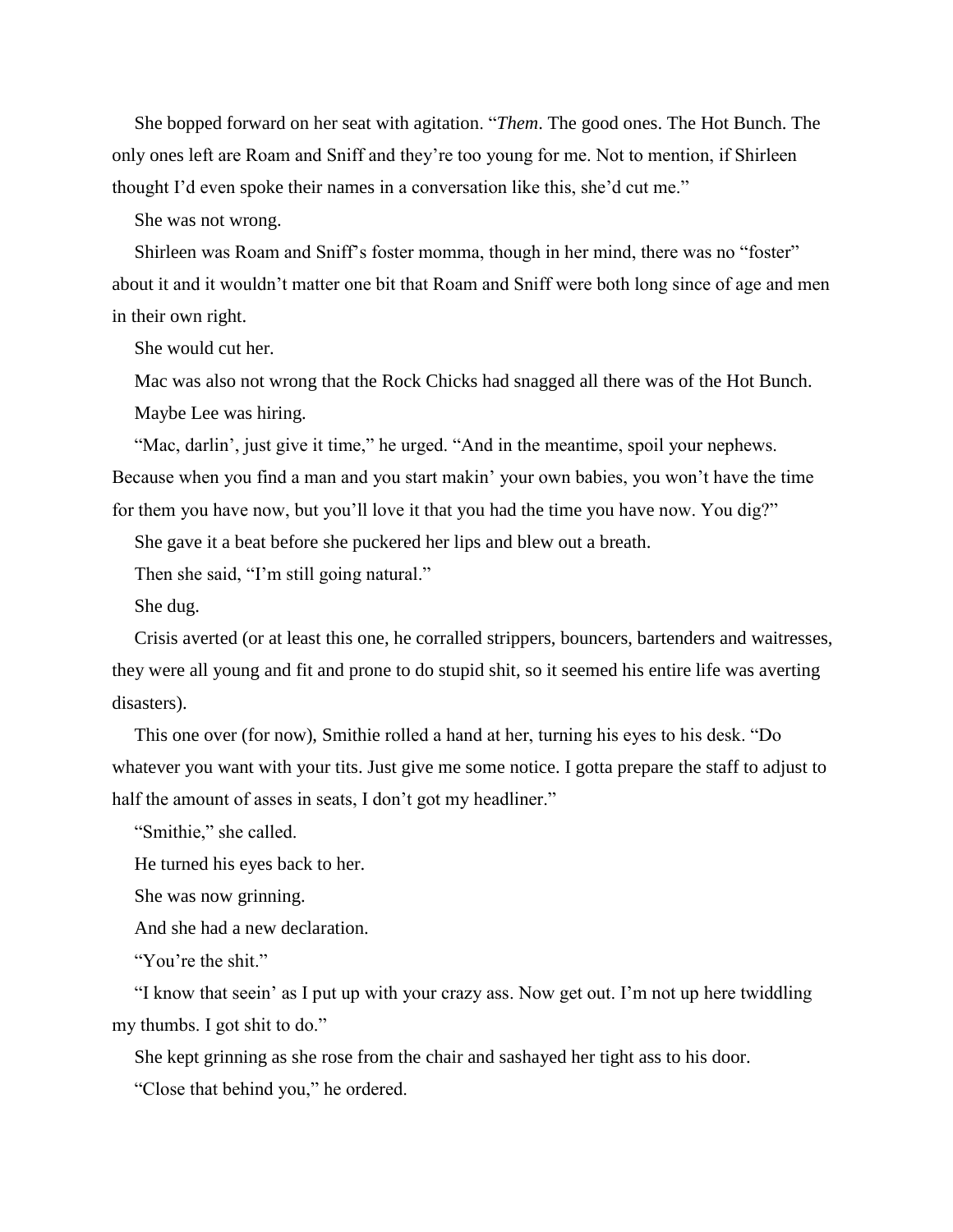She bopped forward on her seat with agitation. "*Them*. The good ones. The Hot Bunch. The only ones left are Roam and Sniff and they're too young for me. Not to mention, if Shirleen thought I'd even spoke their names in a conversation like this, she'd cut me."

She was not wrong.

Shirleen was Roam and Sniff's foster momma, though in her mind, there was no "foster" about it and it wouldn't matter one bit that Roam and Sniff were both long since of age and men in their own right.

She would cut her.

Mac was also not wrong that the Rock Chicks had snagged all there was of the Hot Bunch.

Maybe Lee was hiring.

"Mac, darlin', just give it time," he urged. "And in the meantime, spoil your nephews. Because when you find a man and you start makin' your own babies, you won't have the time for them you have now, but you'll love it that you had the time you have now. You dig?"

She gave it a beat before she puckered her lips and blew out a breath.

Then she said, "I'm still going natural."

She dug.

Crisis averted (or at least this one, he corralled strippers, bouncers, bartenders and waitresses, they were all young and fit and prone to do stupid shit, so it seemed his entire life was averting disasters).

This one over (for now), Smithie rolled a hand at her, turning his eyes to his desk. "Do whatever you want with your tits. Just give me some notice. I gotta prepare the staff to adjust to half the amount of asses in seats, I don't got my headliner."

"Smithie," she called.

He turned his eyes back to her.

She was now grinning.

And she had a new declaration.

"You're the shit."

"I know that seein' as I put up with your crazy ass. Now get out. I'm not up here twiddling my thumbs. I got shit to do."

She kept grinning as she rose from the chair and sashayed her tight ass to his door.

"Close that behind you," he ordered.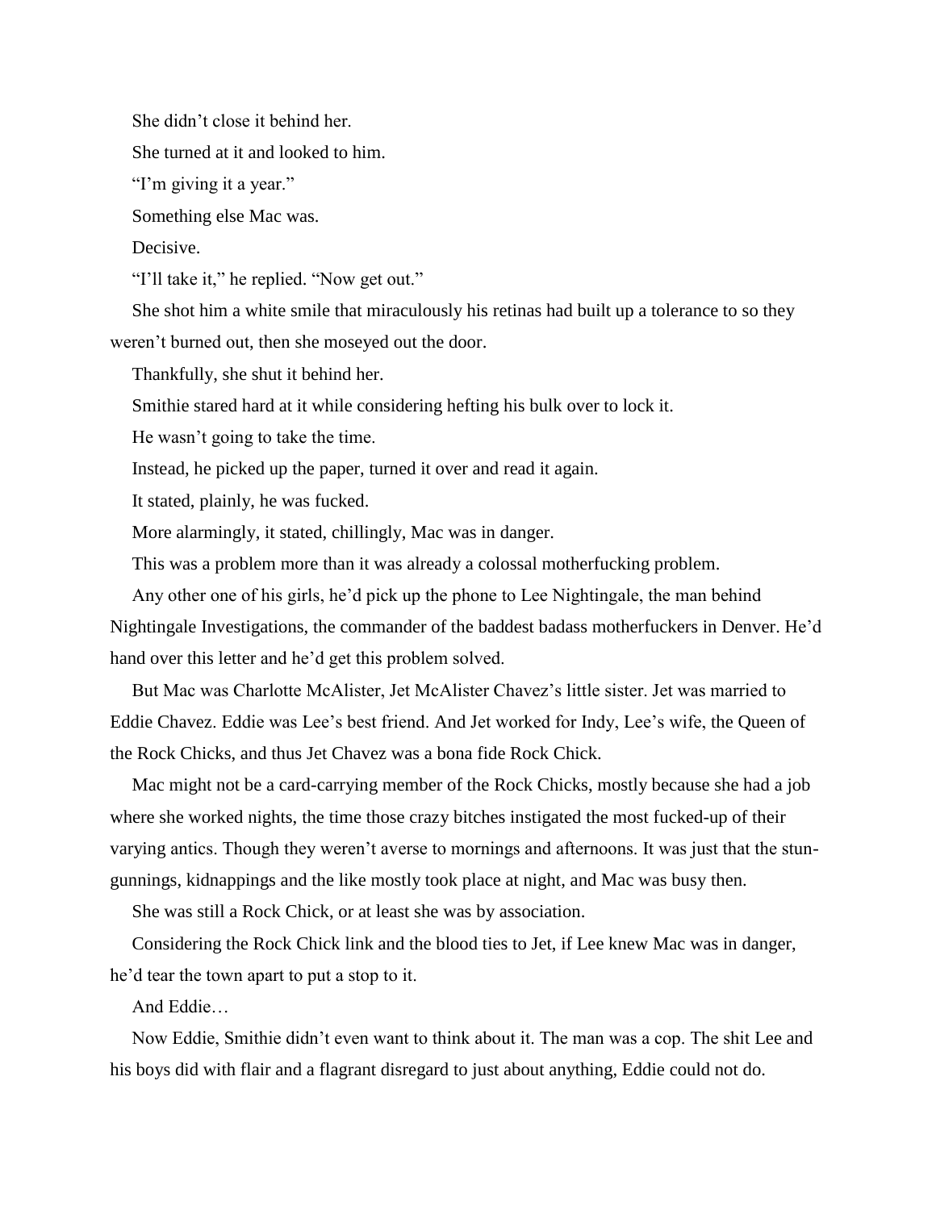She didn't close it behind her.

She turned at it and looked to him.

"I'm giving it a year."

Something else Mac was.

Decisive.

"I'll take it," he replied. "Now get out."

She shot him a white smile that miraculously his retinas had built up a tolerance to so they weren't burned out, then she moseyed out the door.

Thankfully, she shut it behind her.

Smithie stared hard at it while considering hefting his bulk over to lock it.

He wasn't going to take the time.

Instead, he picked up the paper, turned it over and read it again.

It stated, plainly, he was fucked.

More alarmingly, it stated, chillingly, Mac was in danger.

This was a problem more than it was already a colossal motherfucking problem.

Any other one of his girls, he'd pick up the phone to Lee Nightingale, the man behind Nightingale Investigations, the commander of the baddest badass motherfuckers in Denver. He'd hand over this letter and he'd get this problem solved.

But Mac was Charlotte McAlister, Jet McAlister Chavez's little sister. Jet was married to Eddie Chavez. Eddie was Lee's best friend. And Jet worked for Indy, Lee's wife, the Queen of the Rock Chicks, and thus Jet Chavez was a bona fide Rock Chick.

Mac might not be a card-carrying member of the Rock Chicks, mostly because she had a job where she worked nights, the time those crazy bitches instigated the most fucked-up of their varying antics. Though they weren't averse to mornings and afternoons. It was just that the stun-gunnings, kidnappings and the like mostly took place at night, and Mac was busy then.

She was still a Rock Chick, or at least she was by association.

Considering the Rock Chick link and the blood ties to Jet, if Lee knew Mac was in danger, he'd tear the town apart to put a stop to it.

And Eddie…

Now Eddie, Smithie didn't even want to think about it. The man was a cop. The shit Lee and his boys did with flair and a flagrant disregard to just about anything, Eddie could not do.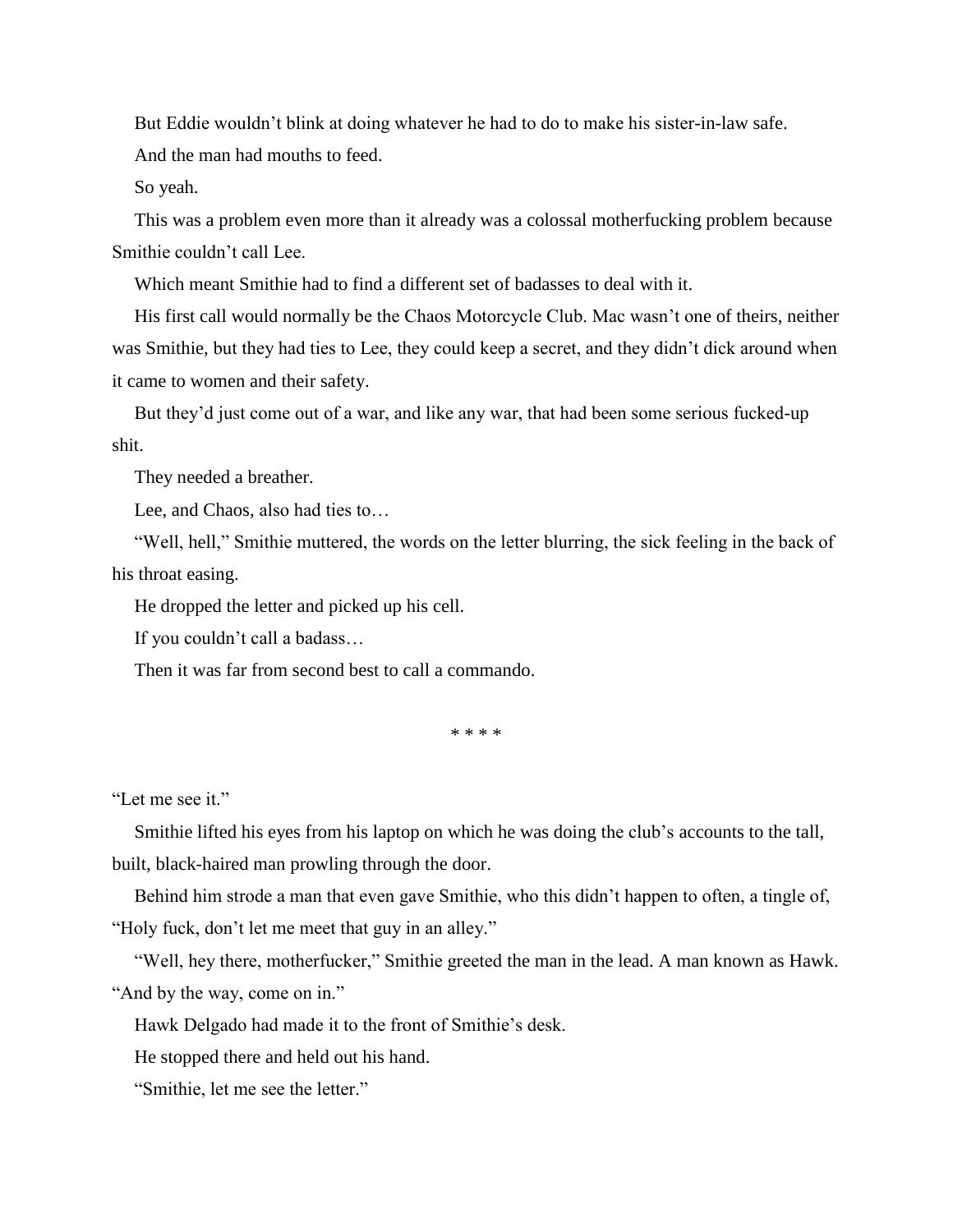But Eddie wouldn't blink at doing whatever he had to do to make his sister-in-law safe.

And the man had mouths to feed.

So yeah.

This was a problem even more than it already was a colossal motherfucking problem because Smithie couldn't call Lee.

Which meant Smithie had to find a different set of badasses to deal with it.

His first call would normally be the Chaos Motorcycle Club. Mac wasn't one of theirs, neither was Smithie, but they had ties to Lee, they could keep a secret, and they didn't dick around when it came to women and their safety.

But they'd just come out of a war, and like any war, that had been some serious fucked-up shit.

They needed a breather.

Lee, and Chaos, also had ties to…

"Well, hell," Smithie muttered, the words on the letter blurring, the sick feeling in the back of his throat easing.

He dropped the letter and picked up his cell.

If you couldn't call a badass…

Then it was far from second best to call a commando.

\* \* \* \*

"Let me see it."

Smithie lifted his eyes from his laptop on which he was doing the club's accounts to the tall, built, black-haired man prowling through the door.

Behind him strode a man that even gave Smithie, who this didn't happen to often, a tingle of, "Holy fuck, don't let me meet that guy in an alley."

"Well, hey there, motherfucker," Smithie greeted the man in the lead. A man known as Hawk. "And by the way, come on in."

Hawk Delgado had made it to the front of Smithie's desk.

He stopped there and held out his hand.

"Smithie, let me see the letter."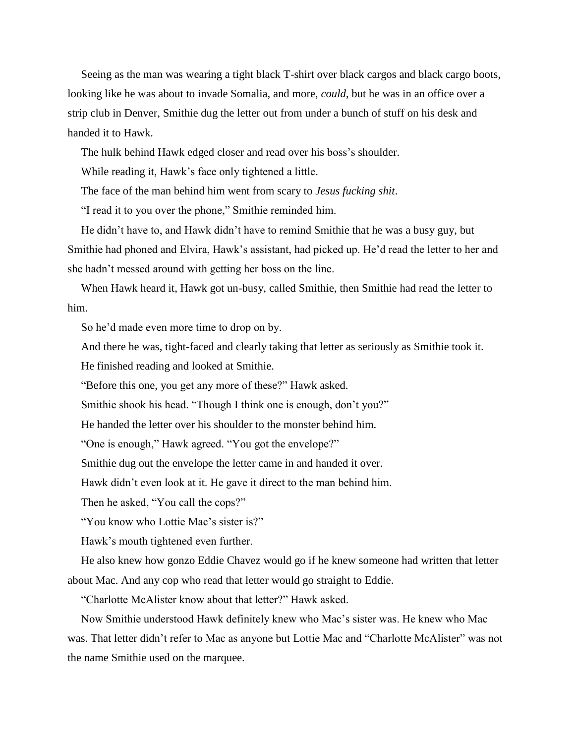Seeing as the man was wearing a tight black T-shirt over black cargos and black cargo boots, looking like he was about to invade Somalia, and more, *could,* but he was in an office over a strip club in Denver, Smithie dug the letter out from under a bunch of stuff on his desk and handed it to Hawk.

The hulk behind Hawk edged closer and read over his boss's shoulder.

While reading it, Hawk's face only tightened a little.

The face of the man behind him went from scary to *Jesus fucking shit*.

"I read it to you over the phone," Smithie reminded him.

He didn't have to, and Hawk didn't have to remind Smithie that he was a busy guy, but Smithie had phoned and Elvira, Hawk's assistant, had picked up. He'd read the letter to her and she hadn't messed around with getting her boss on the line.

When Hawk heard it, Hawk got un-busy, called Smithie, then Smithie had read the letter to him.

So he'd made even more time to drop on by.

And there he was, tight-faced and clearly taking that letter as seriously as Smithie took it.

He finished reading and looked at Smithie.

"Before this one, you get any more of these?" Hawk asked.

Smithie shook his head. "Though I think one is enough, don't you?"

He handed the letter over his shoulder to the monster behind him.

"One is enough," Hawk agreed. "You got the envelope?"

Smithie dug out the envelope the letter came in and handed it over.

Hawk didn't even look at it. He gave it direct to the man behind him.

Then he asked, "You call the cops?"

"You know who Lottie Mac's sister is?"

Hawk's mouth tightened even further.

He also knew how gonzo Eddie Chavez would go if he knew someone had written that letter about Mac. And any cop who read that letter would go straight to Eddie.

"Charlotte McAlister know about that letter?" Hawk asked.

Now Smithie understood Hawk definitely knew who Mac's sister was. He knew who Mac was. That letter didn't refer to Mac as anyone but Lottie Mac and "Charlotte McAlister" was not the name Smithie used on the marquee.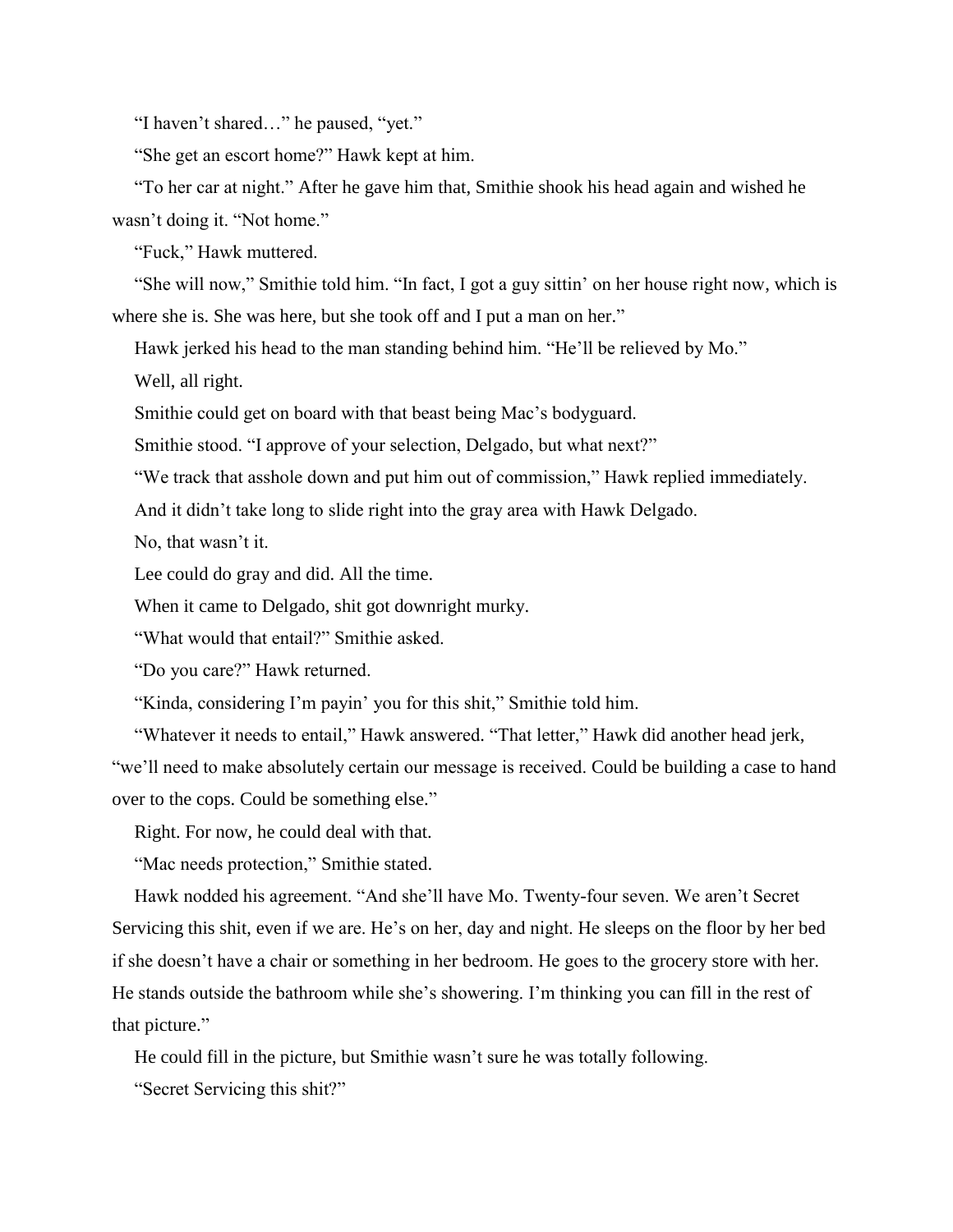"I haven't shared…" he paused, "yet."

"She get an escort home?" Hawk kept at him.

"To her car at night." After he gave him that, Smithie shook his head again and wished he wasn't doing it. "Not home."

"Fuck," Hawk muttered.

"She will now," Smithie told him. "In fact, I got a guy sittin' on her house right now, which is where she is. She was here, but she took off and I put a man on her."

Hawk jerked his head to the man standing behind him. "He'll be relieved by Mo."

Well, all right.

Smithie could get on board with that beast being Mac's bodyguard.

Smithie stood. "I approve of your selection, Delgado, but what next?"

"We track that asshole down and put him out of commission," Hawk replied immediately.

And it didn't take long to slide right into the gray area with Hawk Delgado.

No, that wasn't it.

Lee could do gray and did. All the time.

When it came to Delgado, shit got downright murky.

"What would that entail?" Smithie asked.

"Do you care?" Hawk returned.

"Kinda, considering I'm payin' you for this shit," Smithie told him.

"Whatever it needs to entail," Hawk answered. "That letter," Hawk did another head jerk, "we'll need to make absolutely certain our message is received. Could be building a case to hand over to the cops. Could be something else."

Right. For now, he could deal with that.

"Mac needs protection," Smithie stated.

Hawk nodded his agreement. "And she'll have Mo. Twenty-four seven. We aren't Secret Servicing this shit, even if we are. He's on her, day and night. He sleeps on the floor by her bed if she doesn't have a chair or something in her bedroom. He goes to the grocery store with her. He stands outside the bathroom while she's showering. I'm thinking you can fill in the rest of that picture."

He could fill in the picture, but Smithie wasn't sure he was totally following.

"Secret Servicing this shit?"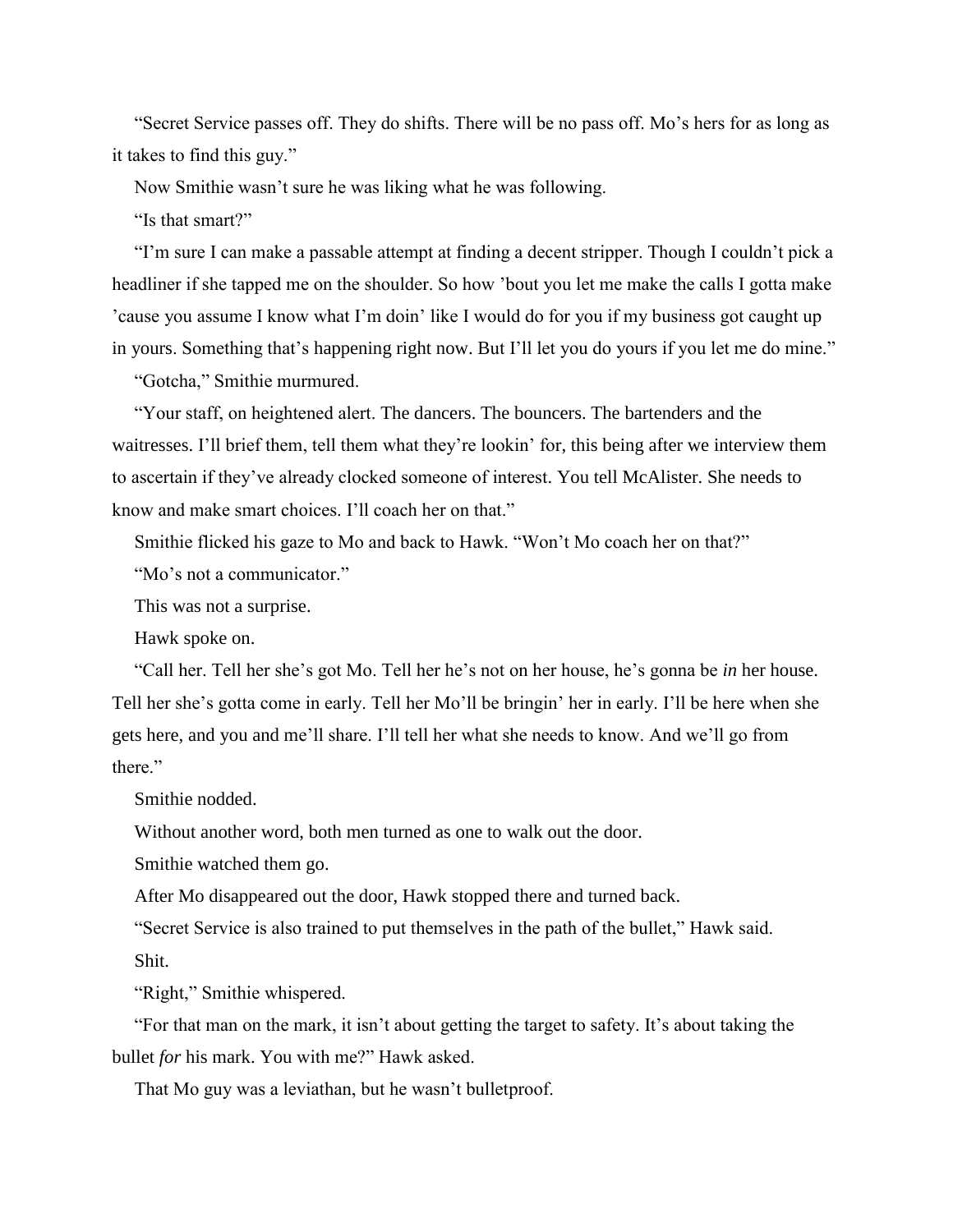"Secret Service passes off. They do shifts. There will be no pass off. Mo's hers for as long as it takes to find this guy."

Now Smithie wasn't sure he was liking what he was following.

"Is that smart?"

"I'm sure I can make a passable attempt at finding a decent stripper. Though I couldn't pick a headliner if she tapped me on the shoulder. So how 'bout you let me make the calls I gotta make 'cause you assume I know what I'm doin' like I would do for you if my business got caught up in yours. Something that's happening right now. But I'll let you do yours if you let me do mine."

"Gotcha," Smithie murmured.

"Your staff, on heightened alert. The dancers. The bouncers. The bartenders and the waitresses. I'll brief them, tell them what they're lookin' for, this being after we interview them to ascertain if they've already clocked someone of interest. You tell McAlister. She needs to know and make smart choices. I'll coach her on that."

Smithie flicked his gaze to Mo and back to Hawk. "Won't Mo coach her on that?"

"Mo's not a communicator."

This was not a surprise.

Hawk spoke on.

"Call her. Tell her she's got Mo. Tell her he's not on her house, he's gonna be *in* her house. Tell her she's gotta come in early. Tell her Mo'll be bringin' her in early. I'll be here when she gets here, and you and me'll share. I'll tell her what she needs to know. And we'll go from there."

Smithie nodded.

Without another word, both men turned as one to walk out the door.

Smithie watched them go.

After Mo disappeared out the door, Hawk stopped there and turned back.

"Secret Service is also trained to put themselves in the path of the bullet," Hawk said.

Shit.

"Right," Smithie whispered.

"For that man on the mark, it isn't about getting the target to safety. It's about taking the bullet *for* his mark. You with me?" Hawk asked.

That Mo guy was a leviathan, but he wasn't bulletproof.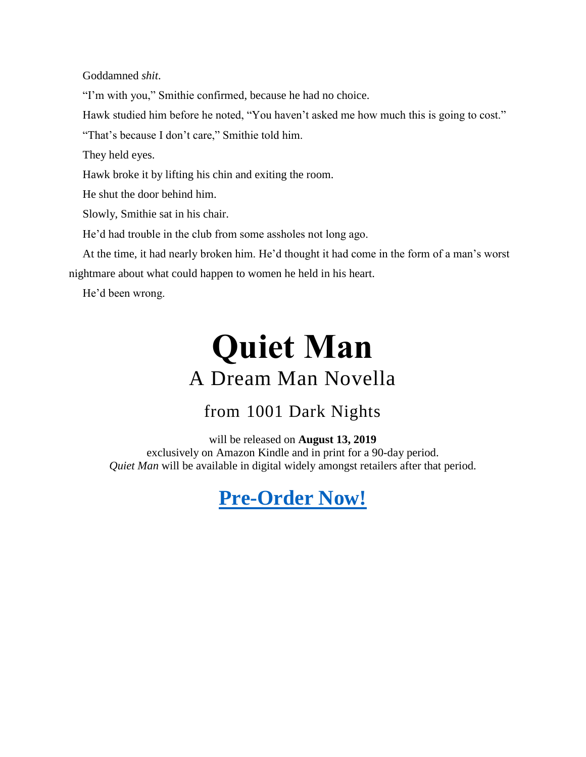Goddamned *shit*.

"I'm with you," Smithie confirmed, because he had no choice.

Hawk studied him before he noted, "You haven't asked me how much this is going to cost."

"That's because I don't care," Smithie told him.

They held eyes.

Hawk broke it by lifting his chin and exiting the room.

He shut the door behind him.

Slowly, Smithie sat in his chair.

He'd had trouble in the club from some assholes not long ago.

At the time, it had nearly broken him. He'd thought it had come in the form of a man's worst nightmare about what could happen to women he held in his heart.

He'd been wrong.

# Quiet Man

## A Dream Man Novella

### from 1001 Dark Nights

will be released on **August 13, 2019**
exclusively on Amazon Kindle and in print for a 90-day period.
*Quiet Man* will be available in digital widely amongst retailers after that period.

## Pre-Order Now!